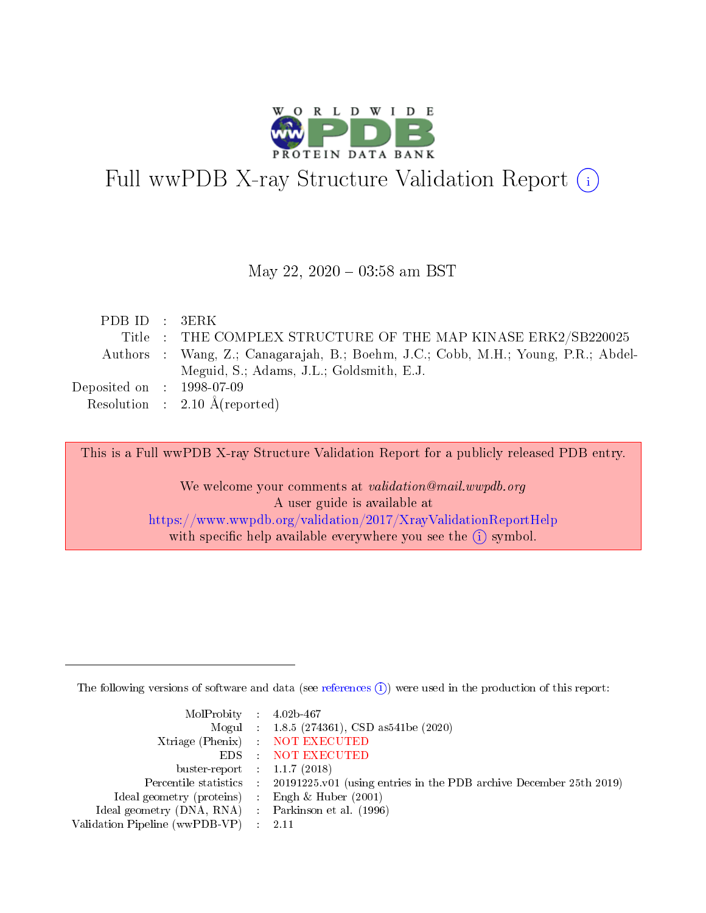# Full wwPDB X-ray Structure Validation Report (i)

May 22, 2020 – 03:58 am BST

| | | |
|---|---|---|
| PDB ID | : | 3ERK |
| Title | : | THE COMPLEX STRUCTURE OF THE MAP KINASE ERK2/SB220025 |
| Authors | : | Wang, Z.; Canagarajah, B.; Boehm, J.C.; Cobb, M.H.; Young, P.R.; Abdel-Meguid, S.; Adams, J.L.; Goldsmith, E.J. |
| Deposited on | : | 1998-07-09 |
| Resolution | : | 2.10 Å(reported) |

This is a Full wwPDB X-ray Structure Validation Report for a publicly released PDB entry.

We welcome your comments at *validation@mail.wwpdb.org*
A user guide is available at
https://www.wwpdb.org/validation/2017/XrayValidationReportHelp
with specific help available everywhere you see the (i) symbol.

---

The following versions of software and data (see references (i)) were used in the production of this report:

| | | |
|---|---|---|
| MolProbity | : | 4.02b-467 |
| Mogul | : | 1.8.5 (274361), CSD as541be (2020) |
| Xtriage (Phenix) | : | NOT EXECUTED |
| EDS | : | NOT EXECUTED |
| buster-report | : | 1.1.7 (2018) |
| Percentile statistics | : | 20191225.v01 (using entries in the PDB archive December 25th 2019) |
| Ideal geometry (proteins) | : | Engh & Huber (2001) |
| Ideal geometry (DNA, RNA) | : | Parkinson et al. (1996) |
| Validation Pipeline (wwPDB-VP) | : | 2.11 |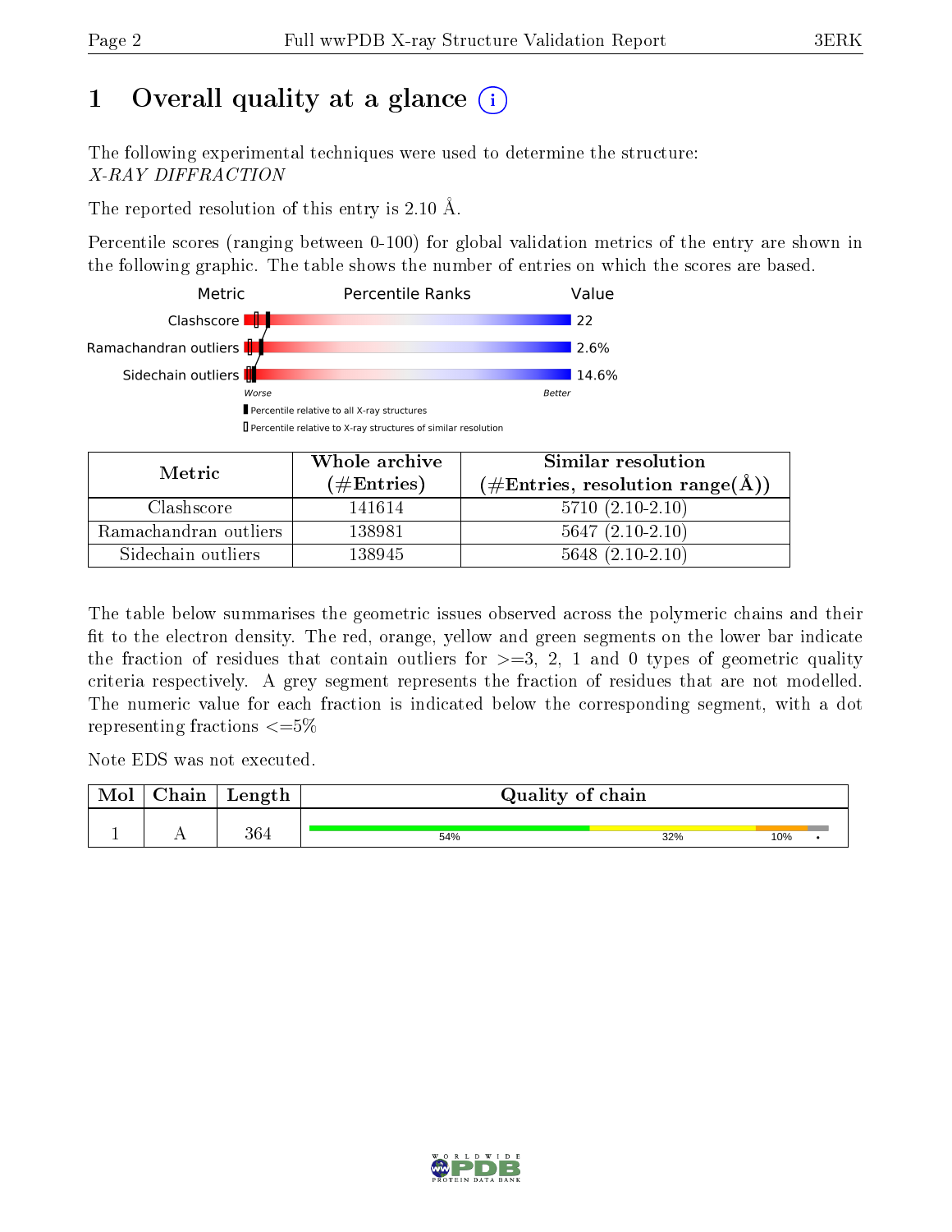# 1 Overall quality at a glance

The following experimental techniques were used to determine the structure:
*X-RAY DIFFRACTION*

The reported resolution of this entry is 2.10 Å.

Percentile scores (ranging between 0-100) for global validation metrics of the entry are shown in the following graphic. The table shows the number of entries on which the scores are based.

| Metric | Value |
|---|---|
| Clashscore | 22 |
| Ramachandran outliers | 2.6% |
| Sidechain outliers | 14.6% |

Worse — Better

▮ Percentile relative to all X-ray structures
▯ Percentile relative to X-ray structures of similar resolution

| Metric | Whole archive (#Entries) | Similar resolution (#Entries, resolution range(Å)) |
|---|---|---|
| Clashscore | 141614 | 5710 (2.10-2.10) |
| Ramachandran outliers | 138981 | 5647 (2.10-2.10) |
| Sidechain outliers | 138945 | 5648 (2.10-2.10) |

The table below summarises the geometric issues observed across the polymeric chains and their fit to the electron density. The red, orange, yellow and green segments on the lower bar indicate the fraction of residues that contain outliers for >=3, 2, 1 and 0 types of geometric quality criteria respectively. A grey segment represents the fraction of residues that are not modelled. The numeric value for each fraction is indicated below the corresponding segment, with a dot representing fractions <=5%

Note EDS was not executed.

| Mol | Chain | Length | Quality of chain |
|---|---|---|---|
| 1 | A | 364 | 54% / 32% / 10% / • |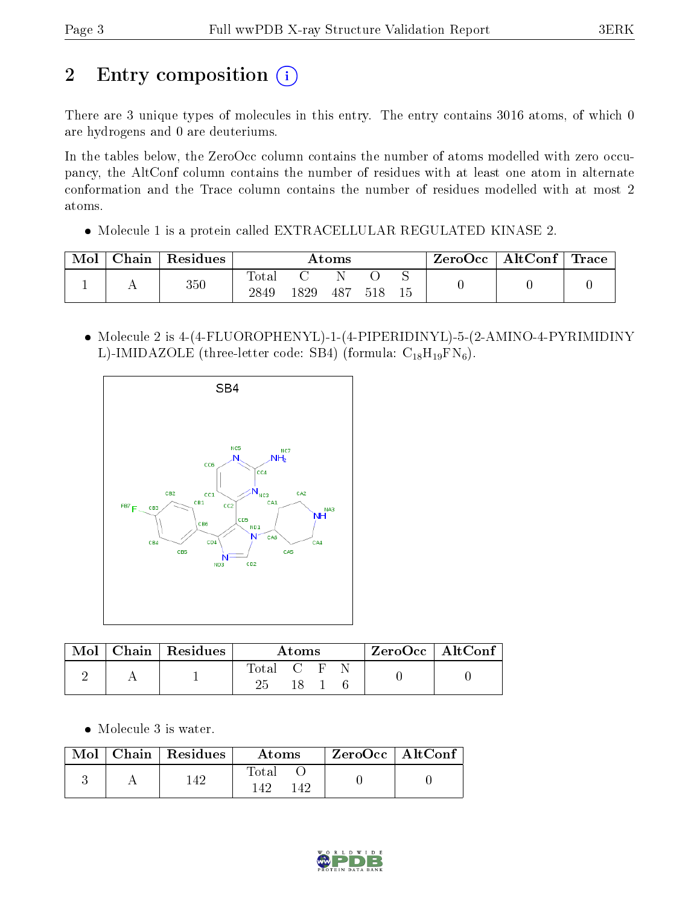# 2 Entry composition

There are 3 unique types of molecules in this entry. The entry contains 3016 atoms, of which 0 are hydrogens and 0 are deuteriums.

In the tables below, the ZeroOcc column contains the number of atoms modelled with zero occupancy, the AltConf column contains the number of residues with at least one atom in alternate conformation and the Trace column contains the number of residues modelled with at most 2 atoms.

- Molecule 1 is a protein called EXTRACELLULAR REGULATED KINASE 2.

| Mol | Chain | Residues | Atoms | | | | | ZeroOcc | AltConf | Trace |
|---|---|---|---|---|---|---|---|---|---|---|
| 1 | A | 350 | Total<br>2849 | C<br>1829 | N<br>487 | O<br>518 | S<br>15 | 0 | 0 | 0 |

- Molecule 2 is 4-(4-FLUOROPHENYL)-1-(4-PIPERIDINYL)-5-(2-AMINO-4-PYRIMIDINYL)-IMIDAZOLE (three-letter code: SB4) (formula: $C_{18}H_{19}FN_6$).

| Mol | Chain | Residues | Atoms | | | | ZeroOcc | AltConf |
|---|---|---|---|---|---|---|---|---|
| 2 | A | 1 | Total<br>25 | C<br>18 | F<br>1 | N<br>6 | 0 | 0 |

- Molecule 3 is water.

| Mol | Chain | Residues | Atoms | | ZeroOcc | AltConf |
|---|---|---|---|---|---|---|
| 3 | A | 142 | Total<br>142 | O<br>142 | 0 | 0 |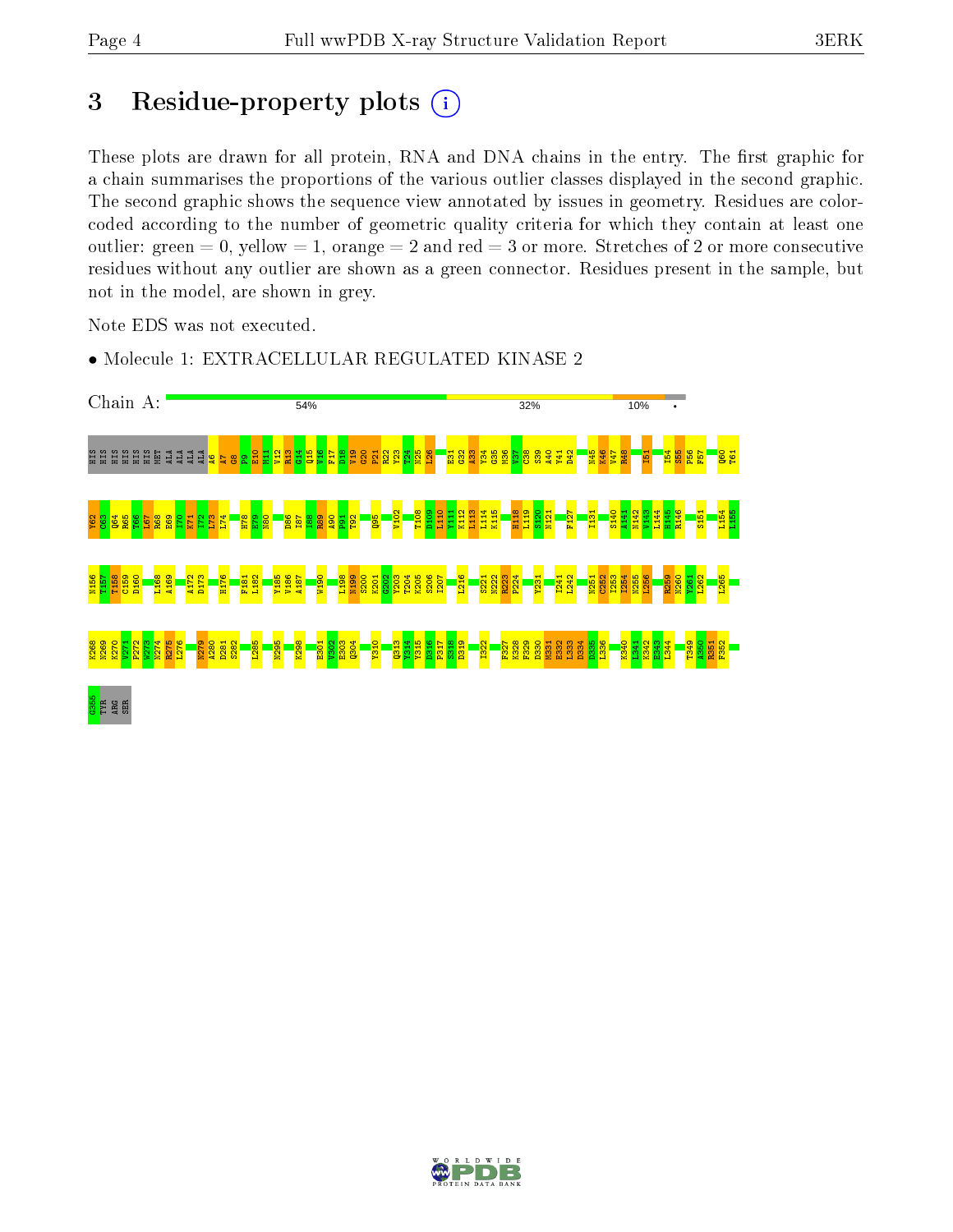# 3 Residue-property plots

These plots are drawn for all protein, RNA and DNA chains in the entry. The first graphic for a chain summarises the proportions of the various outlier classes displayed in the second graphic. The second graphic shows the sequence view annotated by issues in geometry. Residues are color-coded according to the number of geometric quality criteria for which they contain at least one outlier: green = 0, yellow = 1, orange = 2 and red = 3 or more. Stretches of 2 or more consecutive residues without any outlier are shown as a green connector. Residues present in the sample, but not in the model, are shown in grey.

Note EDS was not executed.

- Molecule 1: EXTRACELLULAR REGULATED KINASE 2

Chain A: 54% 32% 10% •

HIS HIS HIS HIS HIS HIS MET ALA ALA ALA ALA A6 A7 G8 P9 E10 M11 V12 R13 G14 Q15 V16 F17 D18 V19 G20 P21 R22 Y23 T24 N25 L26 E31 G32 A33 Y34 G35 M36 V37 C38 S39 A40 Y41 D42 N45 K46 V47 R48 I51 I54 S55 P56 F57 Q60 T61

Y62 C63 Q64 R65 T66 L67 R68 E69 I70 K71 I72 L73 L74 H78 E79 N80 D86 I87 I88 R89 A90 P91 T92 Q95 V102 T108 D109 L110 Y111 K112 L113 L114 K115 H118 L119 S120 N121 F127 I131 S140 A141 N142 V143 L144 H145 R146 S151 L154 L155

N156 T157 T158 C159 D160 L168 A169 A172 D173 H176 F181 L182 Y185 V186 A187 W190 L198 N199 S200 K201 G202 Y203 T204 K205 S206 I207 L216 S221 N222 R223 P224 Y231 I241 L242 N251 C252 I253 I254 N255 L256 R259 N260 Y261 L262 L265

K268 N269 K270 V271 P272 W273 N274 R275 L276 N279 A280 D281 S282 L285 N295 K298 E301 V302 E303 Q304 Y310 Q313 Y314 Y315 D316 P317 S318 D319 I322 F327 K328 F329 D330 M331 E332 L333 D334 D335 L336 K340 L341 K342 E343 L344 T349 A350 R351 F352

G355 TYR ARG SER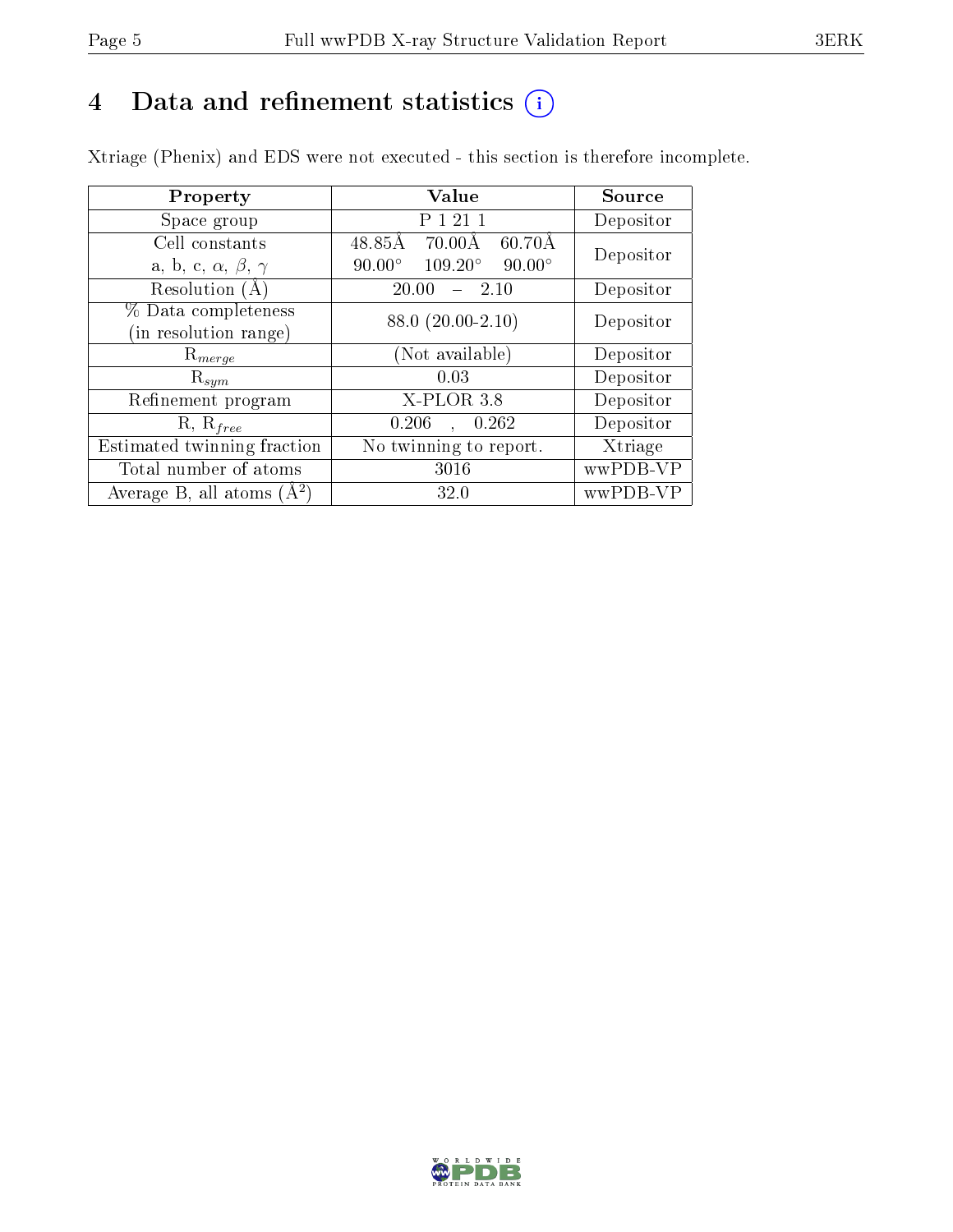# 4 Data and refinement statistics

Xtriage (Phenix) and EDS were not executed - this section is therefore incomplete.

| Property | Value | Source |
|---|---|---|
| Space group | P 1 21 1 | Depositor |
| Cell constants<br>a, b, c, $\alpha$, $\beta$, $\gamma$ | 48.85Å 70.00Å 60.70Å<br>90.00° 109.20° 90.00° | Depositor |
| Resolution (Å) | 20.00 – 2.10 | Depositor |
| % Data completeness<br>(in resolution range) | 88.0 (20.00-2.10) | Depositor |
| $R_{merge}$ | (Not available) | Depositor |
| $R_{sym}$ | 0.03 | Depositor |
| Refinement program | X-PLOR 3.8 | Depositor |
| R, $R_{free}$ | 0.206 , 0.262 | Depositor |
| Estimated twinning fraction | No twinning to report. | Xtriage |
| Total number of atoms | 3016 | wwPDB-VP |
| Average B, all atoms (Å$^2$) | 32.0 | wwPDB-VP |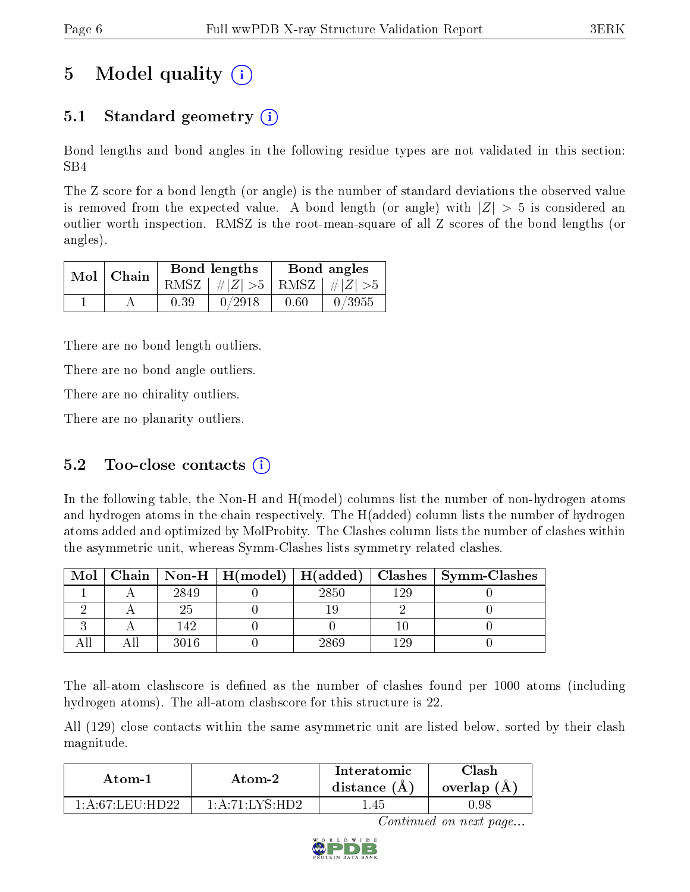# 5 Model quality (i)

## 5.1 Standard geometry (i)

Bond lengths and bond angles in the following residue types are not validated in this section: SB4

The Z score for a bond length (or angle) is the number of standard deviations the observed value is removed from the expected value. A bond length (or angle) with $|Z| > 5$ is considered an outlier worth inspection. RMSZ is the root-mean-square of all Z scores of the bond lengths (or angles).

| Mol | Chain | Bond lengths | | Bond angles | |
|---|---|---|---|---|---|
| | | RMSZ | $\#\|Z\| > 5$ | RMSZ | $\#\|Z\| > 5$ |
| 1 | A | 0.39 | 0/2918 | 0.60 | 0/3955 |

There are no bond length outliers.

There are no bond angle outliers.

There are no chirality outliers.

There are no planarity outliers.

## 5.2 Too-close contacts (i)

In the following table, the Non-H and H(model) columns list the number of non-hydrogen atoms and hydrogen atoms in the chain respectively. The H(added) column lists the number of hydrogen atoms added and optimized by MolProbity. The Clashes column lists the number of clashes within the asymmetric unit, whereas Symm-Clashes lists symmetry related clashes.

| Mol | Chain | Non-H | H(model) | H(added) | Clashes | Symm-Clashes |
|---|---|---|---|---|---|---|
| 1 | A | 2849 | 0 | 2850 | 129 | 0 |
| 2 | A | 25 | 0 | 19 | 2 | 0 |
| 3 | A | 142 | 0 | 0 | 10 | 0 |
| All | All | 3016 | 0 | 2869 | 129 | 0 |

The all-atom clashscore is defined as the number of clashes found per 1000 atoms (including hydrogen atoms). The all-atom clashscore for this structure is 22.

All (129) close contacts within the same asymmetric unit are listed below, sorted by their clash magnitude.

| Atom-1 | Atom-2 | Interatomic distance (Å) | Clash overlap (Å) |
|---|---|---|---|
| 1:A:67:LEU:HD22 | 1:A:71:LYS:HD2 | 1.45 | 0.98 |

*Continued on next page...*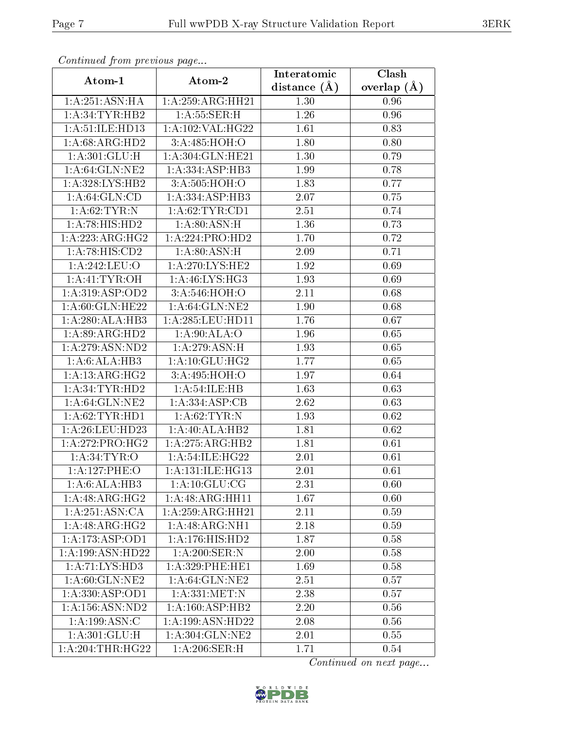*Continued from previous page...*

| Atom-1 | Atom-2 | Interatomic distance (Å) | Clash overlap (Å) |
|---|---|---|---|
| 1:A:251:ASN:HA | 1:A:259:ARG:HH21 | 1.30 | 0.96 |
| 1:A:34:TYR:HB2 | 1:A:55:SER:H | 1.26 | 0.96 |
| 1:A:51:ILE:HD13 | 1:A:102:VAL:HG22 | 1.61 | 0.83 |
| 1:A:68:ARG:HD2 | 3:A:485:HOH:O | 1.80 | 0.80 |
| 1:A:301:GLU:H | 1:A:304:GLN:HE21 | 1.30 | 0.79 |
| 1:A:64:GLN:NE2 | 1:A:334:ASP:HB3 | 1.99 | 0.78 |
| 1:A:328:LYS:HB2 | 3:A:505:HOH:O | 1.83 | 0.77 |
| 1:A:64:GLN:CD | 1:A:334:ASP:HB3 | 2.07 | 0.75 |
| 1:A:62:TYR:N | 1:A:62:TYR:CD1 | 2.51 | 0.74 |
| 1:A:78:HIS:HD2 | 1:A:80:ASN:H | 1.36 | 0.73 |
| 1:A:223:ARG:HG2 | 1:A:224:PRO:HD2 | 1.70 | 0.72 |
| 1:A:78:HIS:CD2 | 1:A:80:ASN:H | 2.09 | 0.71 |
| 1:A:242:LEU:O | 1:A:270:LYS:HE2 | 1.92 | 0.69 |
| 1:A:41:TYR:OH | 1:A:46:LYS:HG3 | 1.93 | 0.69 |
| 1:A:319:ASP:OD2 | 3:A:546:HOH:O | 2.11 | 0.68 |
| 1:A:60:GLN:HE22 | 1:A:64:GLN:NE2 | 1.90 | 0.68 |
| 1:A:280:ALA:HB3 | 1:A:285:LEU:HD11 | 1.76 | 0.67 |
| 1:A:89:ARG:HD2 | 1:A:90:ALA:O | 1.96 | 0.65 |
| 1:A:279:ASN:ND2 | 1:A:279:ASN:H | 1.93 | 0.65 |
| 1:A:6:ALA:HB3 | 1:A:10:GLU:HG2 | 1.77 | 0.65 |
| 1:A:13:ARG:HG2 | 3:A:495:HOH:O | 1.97 | 0.64 |
| 1:A:34:TYR:HD2 | 1:A:54:ILE:HB | 1.63 | 0.63 |
| 1:A:64:GLN:NE2 | 1:A:334:ASP:CB | 2.62 | 0.63 |
| 1:A:62:TYR:HD1 | 1:A:62:TYR:N | 1.93 | 0.62 |
| 1:A:26:LEU:HD23 | 1:A:40:ALA:HB2 | 1.81 | 0.62 |
| 1:A:272:PRO:HG2 | 1:A:275:ARG:HB2 | 1.81 | 0.61 |
| 1:A:34:TYR:O | 1:A:54:ILE:HG22 | 2.01 | 0.61 |
| 1:A:127:PHE:O | 1:A:131:ILE:HG13 | 2.01 | 0.61 |
| 1:A:6:ALA:HB3 | 1:A:10:GLU:CG | 2.31 | 0.60 |
| 1:A:48:ARG:HG2 | 1:A:48:ARG:HH11 | 1.67 | 0.60 |
| 1:A:251:ASN:CA | 1:A:259:ARG:HH21 | 2.11 | 0.59 |
| 1:A:48:ARG:HG2 | 1:A:48:ARG:NH1 | 2.18 | 0.59 |
| 1:A:173:ASP:OD1 | 1:A:176:HIS:HD2 | 1.87 | 0.58 |
| 1:A:199:ASN:HD22 | 1:A:200:SER:N | 2.00 | 0.58 |
| 1:A:71:LYS:HD3 | 1:A:329:PHE:HE1 | 1.69 | 0.58 |
| 1:A:60:GLN:NE2 | 1:A:64:GLN:NE2 | 2.51 | 0.57 |
| 1:A:330:ASP:OD1 | 1:A:331:MET:N | 2.38 | 0.57 |
| 1:A:156:ASN:ND2 | 1:A:160:ASP:HB2 | 2.20 | 0.56 |
| 1:A:199:ASN:C | 1:A:199:ASN:HD22 | 2.08 | 0.56 |
| 1:A:301:GLU:H | 1:A:304:GLN:NE2 | 2.01 | 0.55 |
| 1:A:204:THR:HG22 | 1:A:206:SER:H | 1.71 | 0.54 |

*Continued on next page...*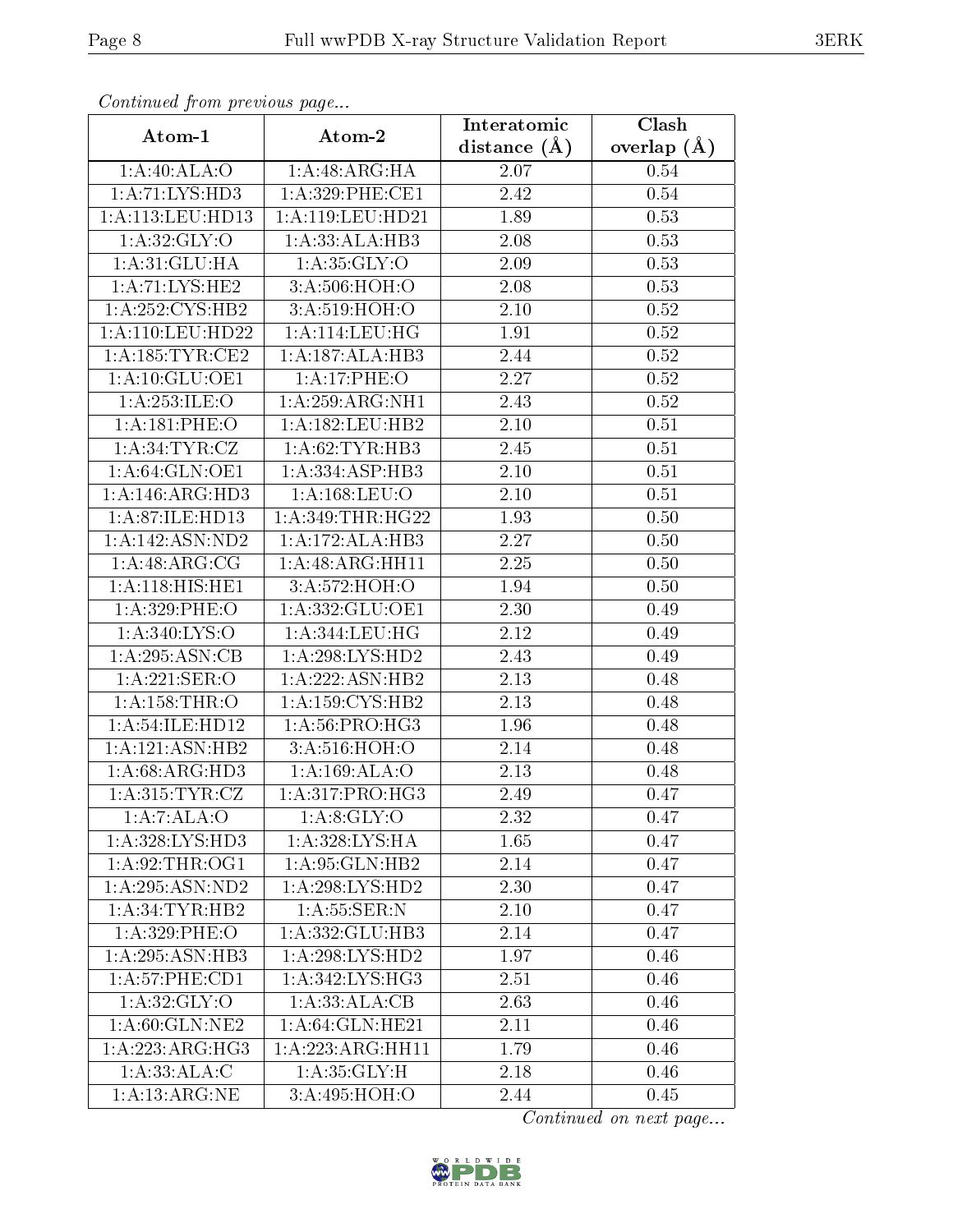*Continued from previous page...*

| Atom-1 | Atom-2 | Interatomic distance (Å) | Clash overlap (Å) |
| --- | --- | --- | --- |
| 1:A:40:ALA:O | 1:A:48:ARG:HA | 2.07 | 0.54 |
| 1:A:71:LYS:HD3 | 1:A:329:PHE:CE1 | 2.42 | 0.54 |
| 1:A:113:LEU:HD13 | 1:A:119:LEU:HD21 | 1.89 | 0.53 |
| 1:A:32:GLY:O | 1:A:33:ALA:HB3 | 2.08 | 0.53 |
| 1:A:31:GLU:HA | 1:A:35:GLY:O | 2.09 | 0.53 |
| 1:A:71:LYS:HE2 | 3:A:506:HOH:O | 2.08 | 0.53 |
| 1:A:252:CYS:HB2 | 3:A:519:HOH:O | 2.10 | 0.52 |
| 1:A:110:LEU:HD22 | 1:A:114:LEU:HG | 1.91 | 0.52 |
| 1:A:185:TYR:CE2 | 1:A:187:ALA:HB3 | 2.44 | 0.52 |
| 1:A:10:GLU:OE1 | 1:A:17:PHE:O | 2.27 | 0.52 |
| 1:A:253:ILE:O | 1:A:259:ARG:NH1 | 2.43 | 0.52 |
| 1:A:181:PHE:O | 1:A:182:LEU:HB2 | 2.10 | 0.51 |
| 1:A:34:TYR:CZ | 1:A:62:TYR:HB3 | 2.45 | 0.51 |
| 1:A:64:GLN:OE1 | 1:A:334:ASP:HB3 | 2.10 | 0.51 |
| 1:A:146:ARG:HD3 | 1:A:168:LEU:O | 2.10 | 0.51 |
| 1:A:87:ILE:HD13 | 1:A:349:THR:HG22 | 1.93 | 0.50 |
| 1:A:142:ASN:ND2 | 1:A:172:ALA:HB3 | 2.27 | 0.50 |
| 1:A:48:ARG:CG | 1:A:48:ARG:HH11 | 2.25 | 0.50 |
| 1:A:118:HIS:HE1 | 3:A:572:HOH:O | 1.94 | 0.50 |
| 1:A:329:PHE:O | 1:A:332:GLU:OE1 | 2.30 | 0.49 |
| 1:A:340:LYS:O | 1:A:344:LEU:HG | 2.12 | 0.49 |
| 1:A:295:ASN:CB | 1:A:298:LYS:HD2 | 2.43 | 0.49 |
| 1:A:221:SER:O | 1:A:222:ASN:HB2 | 2.13 | 0.48 |
| 1:A:158:THR:O | 1:A:159:CYS:HB2 | 2.13 | 0.48 |
| 1:A:54:ILE:HD12 | 1:A:56:PRO:HG3 | 1.96 | 0.48 |
| 1:A:121:ASN:HB2 | 3:A:516:HOH:O | 2.14 | 0.48 |
| 1:A:68:ARG:HD3 | 1:A:169:ALA:O | 2.13 | 0.48 |
| 1:A:315:TYR:CZ | 1:A:317:PRO:HG3 | 2.49 | 0.47 |
| 1:A:7:ALA:O | 1:A:8:GLY:O | 2.32 | 0.47 |
| 1:A:328:LYS:HD3 | 1:A:328:LYS:HA | 1.65 | 0.47 |
| 1:A:92:THR:OG1 | 1:A:95:GLN:HB2 | 2.14 | 0.47 |
| 1:A:295:ASN:ND2 | 1:A:298:LYS:HD2 | 2.30 | 0.47 |
| 1:A:34:TYR:HB2 | 1:A:55:SER:N | 2.10 | 0.47 |
| 1:A:329:PHE:O | 1:A:332:GLU:HB3 | 2.14 | 0.47 |
| 1:A:295:ASN:HB3 | 1:A:298:LYS:HD2 | 1.97 | 0.46 |
| 1:A:57:PHE:CD1 | 1:A:342:LYS:HG3 | 2.51 | 0.46 |
| 1:A:32:GLY:O | 1:A:33:ALA:CB | 2.63 | 0.46 |
| 1:A:60:GLN:NE2 | 1:A:64:GLN:HE21 | 2.11 | 0.46 |
| 1:A:223:ARG:HG3 | 1:A:223:ARG:HH11 | 1.79 | 0.46 |
| 1:A:33:ALA:C | 1:A:35:GLY:H | 2.18 | 0.46 |
| 1:A:13:ARG:NE | 3:A:495:HOH:O | 2.44 | 0.45 |

*Continued on next page...*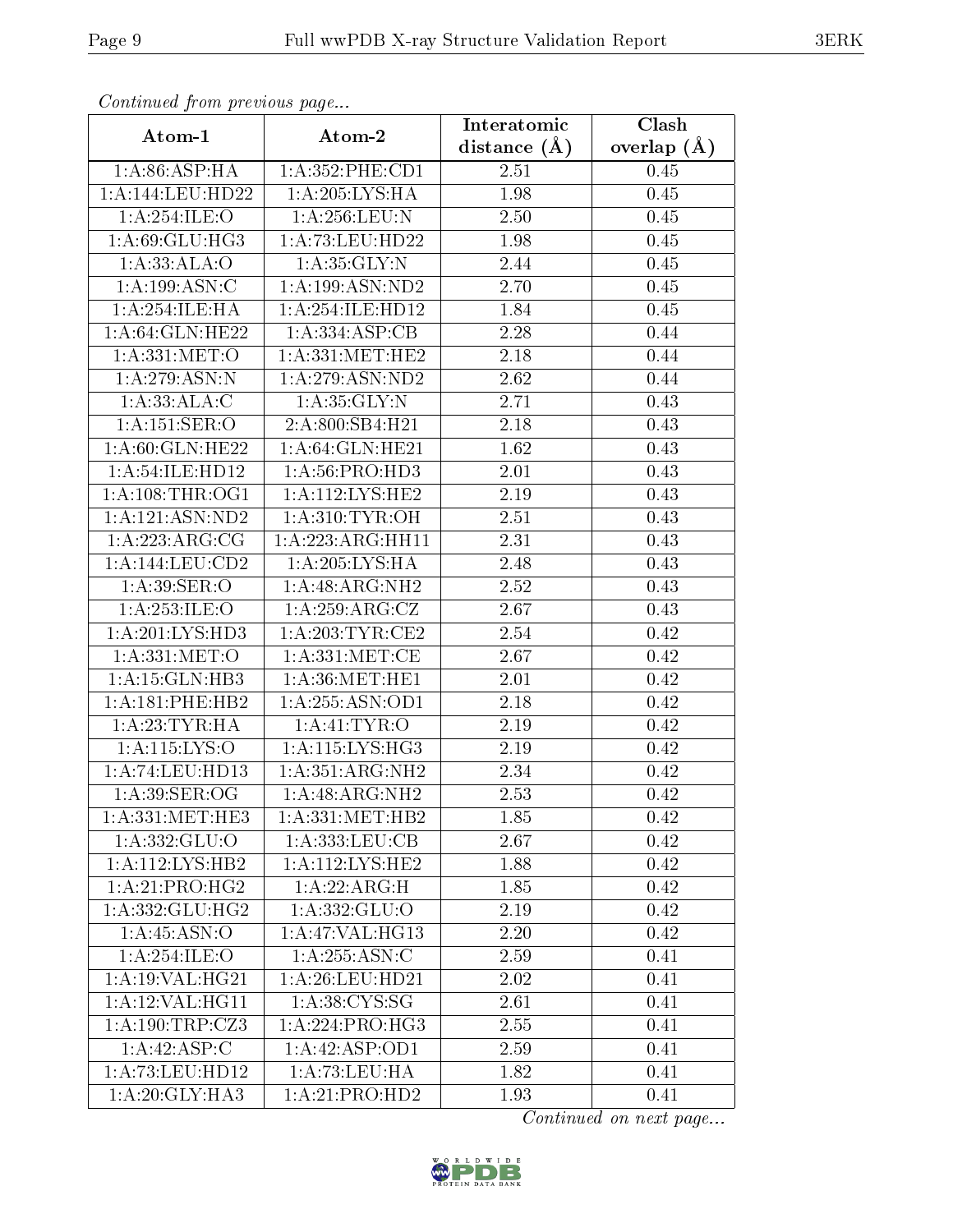*Continued from previous page...*

| Atom-1 | Atom-2 | Interatomic distance (Å) | Clash overlap (Å) |
|---|---|---|---|
| 1:A:86:ASP:HA | 1:A:352:PHE:CD1 | 2.51 | 0.45 |
| 1:A:144:LEU:HD22 | 1:A:205:LYS:HA | 1.98 | 0.45 |
| 1:A:254:ILE:O | 1:A:256:LEU:N | 2.50 | 0.45 |
| 1:A:69:GLU:HG3 | 1:A:73:LEU:HD22 | 1.98 | 0.45 |
| 1:A:33:ALA:O | 1:A:35:GLY:N | 2.44 | 0.45 |
| 1:A:199:ASN:C | 1:A:199:ASN:ND2 | 2.70 | 0.45 |
| 1:A:254:ILE:HA | 1:A:254:ILE:HD12 | 1.84 | 0.45 |
| 1:A:64:GLN:HE22 | 1:A:334:ASP:CB | 2.28 | 0.44 |
| 1:A:331:MET:O | 1:A:331:MET:HE2 | 2.18 | 0.44 |
| 1:A:279:ASN:N | 1:A:279:ASN:ND2 | 2.62 | 0.44 |
| 1:A:33:ALA:C | 1:A:35:GLY:N | 2.71 | 0.43 |
| 1:A:151:SER:O | 2:A:800:SB4:H21 | 2.18 | 0.43 |
| 1:A:60:GLN:HE22 | 1:A:64:GLN:HE21 | 1.62 | 0.43 |
| 1:A:54:ILE:HD12 | 1:A:56:PRO:HD3 | 2.01 | 0.43 |
| 1:A:108:THR:OG1 | 1:A:112:LYS:HE2 | 2.19 | 0.43 |
| 1:A:121:ASN:ND2 | 1:A:310:TYR:OH | 2.51 | 0.43 |
| 1:A:223:ARG:CG | 1:A:223:ARG:HH11 | 2.31 | 0.43 |
| 1:A:144:LEU:CD2 | 1:A:205:LYS:HA | 2.48 | 0.43 |
| 1:A:39:SER:O | 1:A:48:ARG:NH2 | 2.52 | 0.43 |
| 1:A:253:ILE:O | 1:A:259:ARG:CZ | 2.67 | 0.43 |
| 1:A:201:LYS:HD3 | 1:A:203:TYR:CE2 | 2.54 | 0.42 |
| 1:A:331:MET:O | 1:A:331:MET:CE | 2.67 | 0.42 |
| 1:A:15:GLN:HB3 | 1:A:36:MET:HE1 | 2.01 | 0.42 |
| 1:A:181:PHE:HB2 | 1:A:255:ASN:OD1 | 2.18 | 0.42 |
| 1:A:23:TYR:HA | 1:A:41:TYR:O | 2.19 | 0.42 |
| 1:A:115:LYS:O | 1:A:115:LYS:HG3 | 2.19 | 0.42 |
| 1:A:74:LEU:HD13 | 1:A:351:ARG:NH2 | 2.34 | 0.42 |
| 1:A:39:SER:OG | 1:A:48:ARG:NH2 | 2.53 | 0.42 |
| 1:A:331:MET:HE3 | 1:A:331:MET:HB2 | 1.85 | 0.42 |
| 1:A:332:GLU:O | 1:A:333:LEU:CB | 2.67 | 0.42 |
| 1:A:112:LYS:HB2 | 1:A:112:LYS:HE2 | 1.88 | 0.42 |
| 1:A:21:PRO:HG2 | 1:A:22:ARG:H | 1.85 | 0.42 |
| 1:A:332:GLU:HG2 | 1:A:332:GLU:O | 2.19 | 0.42 |
| 1:A:45:ASN:O | 1:A:47:VAL:HG13 | 2.20 | 0.42 |
| 1:A:254:ILE:O | 1:A:255:ASN:C | 2.59 | 0.41 |
| 1:A:19:VAL:HG21 | 1:A:26:LEU:HD21 | 2.02 | 0.41 |
| 1:A:12:VAL:HG11 | 1:A:38:CYS:SG | 2.61 | 0.41 |
| 1:A:190:TRP:CZ3 | 1:A:224:PRO:HG3 | 2.55 | 0.41 |
| 1:A:42:ASP:C | 1:A:42:ASP:OD1 | 2.59 | 0.41 |
| 1:A:73:LEU:HD12 | 1:A:73:LEU:HA | 1.82 | 0.41 |
| 1:A:20:GLY:HA3 | 1:A:21:PRO:HD2 | 1.93 | 0.41 |

*Continued on next page...*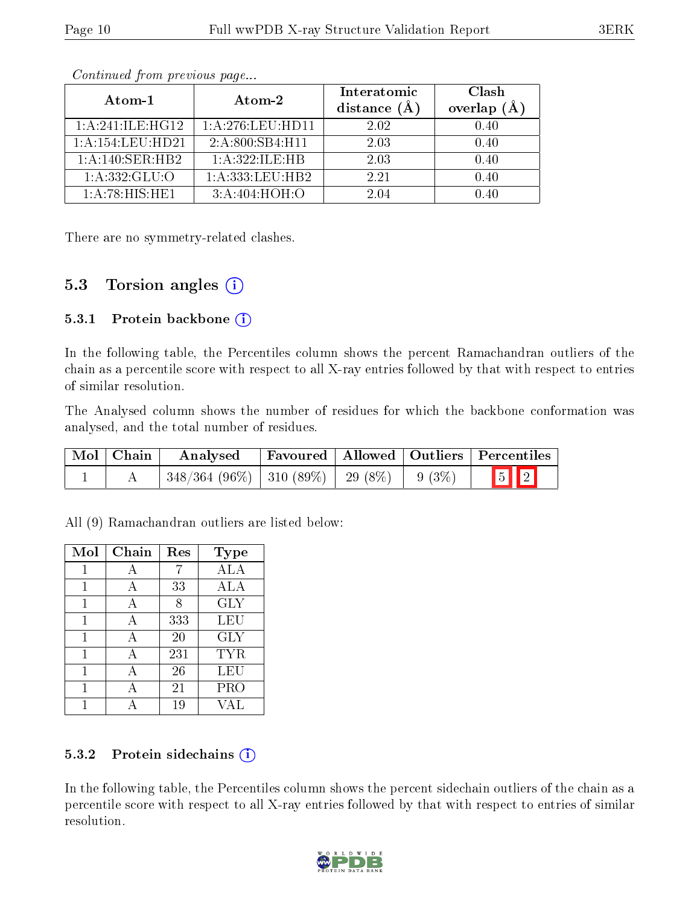*Continued from previous page...*

| Atom-1 | Atom-2 | Interatomic distance (Å) | Clash overlap (Å) |
|---|---|---|---|
| 1:A:241:ILE:HG12 | 1:A:276:LEU:HD11 | 2.02 | 0.40 |
| 1:A:154:LEU:HD21 | 2:A:800:SB4:H11 | 2.03 | 0.40 |
| 1:A:140:SER:HB2 | 1:A:322:ILE:HB | 2.03 | 0.40 |
| 1:A:332:GLU:O | 1:A:333:LEU:HB2 | 2.21 | 0.40 |
| 1:A:78:HIS:HE1 | 3:A:404:HOH:O | 2.04 | 0.40 |

There are no symmetry-related clashes.

## 5.3 Torsion angles

### 5.3.1 Protein backbone

In the following table, the Percentiles column shows the percent Ramachandran outliers of the chain as a percentile score with respect to all X-ray entries followed by that with respect to entries of similar resolution.

The Analysed column shows the number of residues for which the backbone conformation was analysed, and the total number of residues.

| Mol | Chain | Analysed | Favoured | Allowed | Outliers | Percentiles | |
|---|---|---|---|---|---|---|---|
| 1 | A | 348/364 (96%) | 310 (89%) | 29 (8%) | 9 (3%) | 5 | 2 |

All (9) Ramachandran outliers are listed below:

| Mol | Chain | Res | Type |
|---|---|---|---|
| 1 | A | 7 | ALA |
| 1 | A | 33 | ALA |
| 1 | A | 8 | GLY |
| 1 | A | 333 | LEU |
| 1 | A | 20 | GLY |
| 1 | A | 231 | TYR |
| 1 | A | 26 | LEU |
| 1 | A | 21 | PRO |
| 1 | A | 19 | VAL |

### 5.3.2 Protein sidechains

In the following table, the Percentiles column shows the percent sidechain outliers of the chain as a percentile score with respect to all X-ray entries followed by that with respect to entries of similar resolution.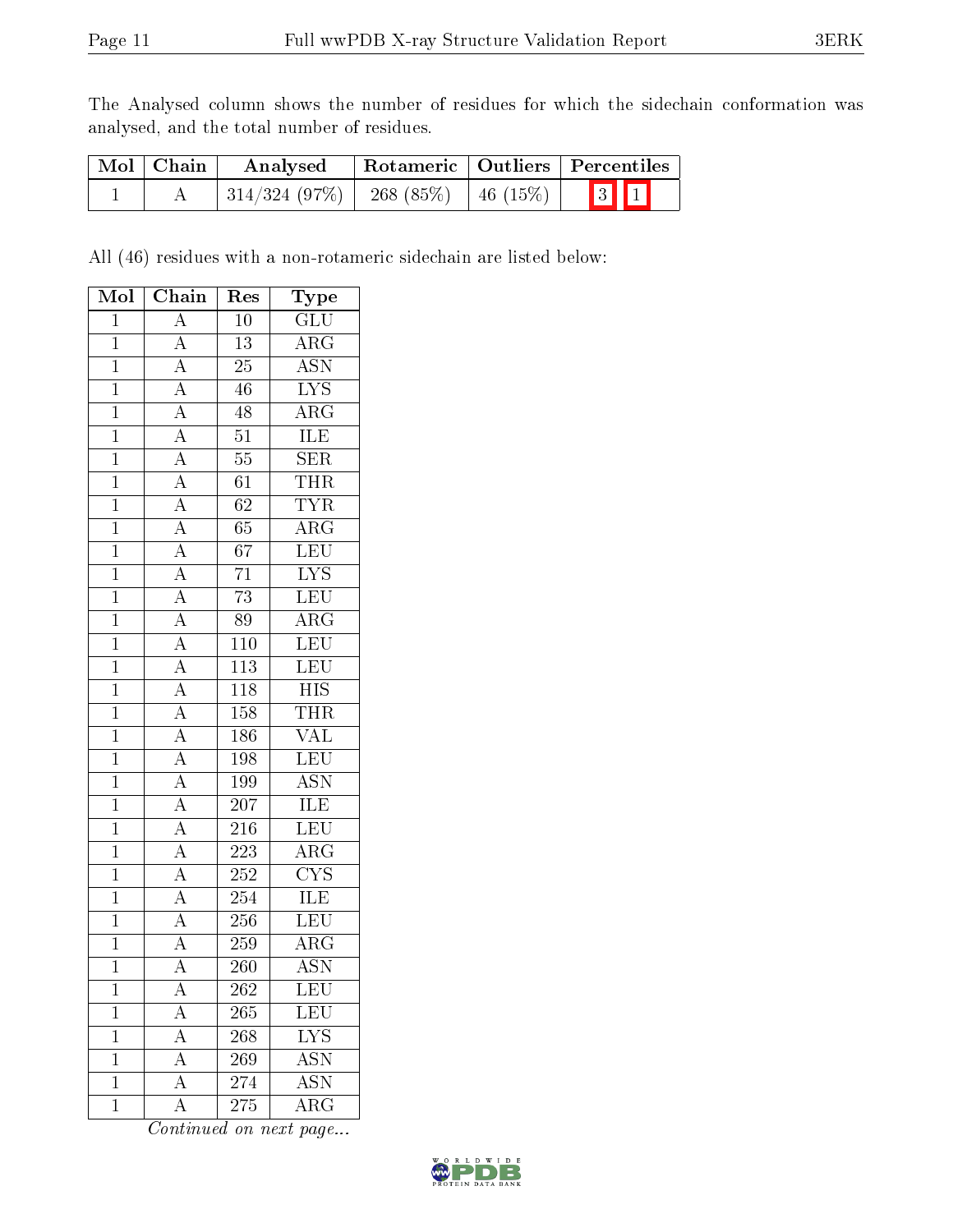The Analysed column shows the number of residues for which the sidechain conformation was analysed, and the total number of residues.

| Mol | Chain | Analysed | Rotameric | Outliers | Percentiles |
|---|---|---|---|---|---|
| 1 | A | 314/324 (97%) | 268 (85%) | 46 (15%) | 3 1 |

All (46) residues with a non-rotameric sidechain are listed below:

| Mol | Chain | Res | Type |
|---|---|---|---|
| 1 | A | 10 | GLU |
| 1 | A | 13 | ARG |
| 1 | A | 25 | ASN |
| 1 | A | 46 | LYS |
| 1 | A | 48 | ARG |
| 1 | A | 51 | ILE |
| 1 | A | 55 | SER |
| 1 | A | 61 | THR |
| 1 | A | 62 | TYR |
| 1 | A | 65 | ARG |
| 1 | A | 67 | LEU |
| 1 | A | 71 | LYS |
| 1 | A | 73 | LEU |
| 1 | A | 89 | ARG |
| 1 | A | 110 | LEU |
| 1 | A | 113 | LEU |
| 1 | A | 118 | HIS |
| 1 | A | 158 | THR |
| 1 | A | 186 | VAL |
| 1 | A | 198 | LEU |
| 1 | A | 199 | ASN |
| 1 | A | 207 | ILE |
| 1 | A | 216 | LEU |
| 1 | A | 223 | ARG |
| 1 | A | 252 | CYS |
| 1 | A | 254 | ILE |
| 1 | A | 256 | LEU |
| 1 | A | 259 | ARG |
| 1 | A | 260 | ASN |
| 1 | A | 262 | LEU |
| 1 | A | 265 | LEU |
| 1 | A | 268 | LYS |
| 1 | A | 269 | ASN |
| 1 | A | 274 | ASN |
| 1 | A | 275 | ARG |

*Continued on next page...*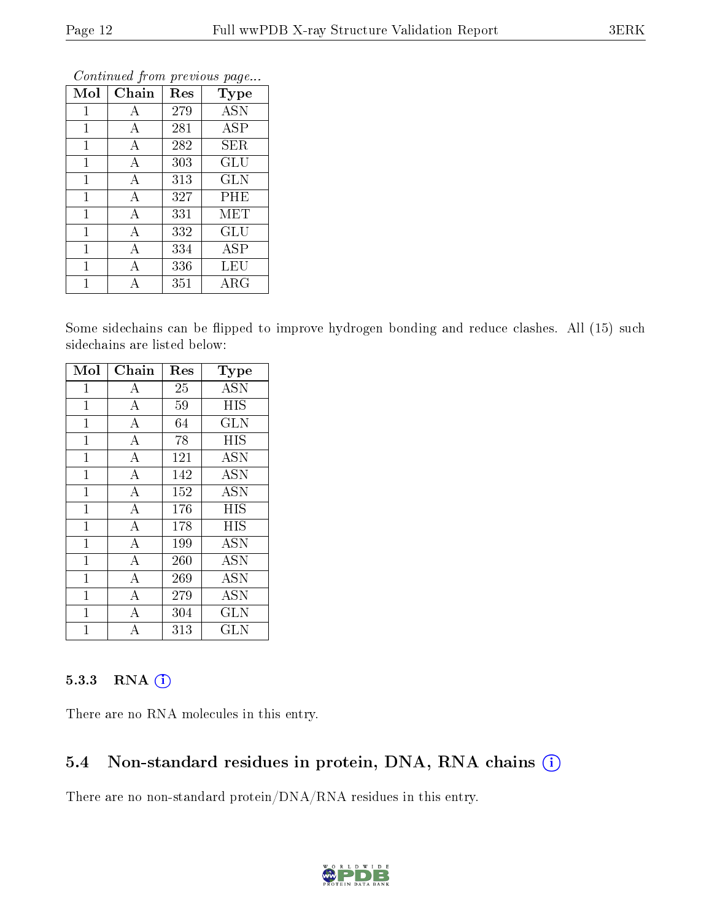*Continued from previous page...*

| Mol | Chain | Res | Type |
|---|---|---|---|
| 1 | A | 279 | ASN |
| 1 | A | 281 | ASP |
| 1 | A | 282 | SER |
| 1 | A | 303 | GLU |
| 1 | A | 313 | GLN |
| 1 | A | 327 | PHE |
| 1 | A | 331 | MET |
| 1 | A | 332 | GLU |
| 1 | A | 334 | ASP |
| 1 | A | 336 | LEU |
| 1 | A | 351 | ARG |

Some sidechains can be flipped to improve hydrogen bonding and reduce clashes. All (15) such sidechains are listed below:

| Mol | Chain | Res | Type |
|---|---|---|---|
| 1 | A | 25 | ASN |
| 1 | A | 59 | HIS |
| 1 | A | 64 | GLN |
| 1 | A | 78 | HIS |
| 1 | A | 121 | ASN |
| 1 | A | 142 | ASN |
| 1 | A | 152 | ASN |
| 1 | A | 176 | HIS |
| 1 | A | 178 | HIS |
| 1 | A | 199 | ASN |
| 1 | A | 260 | ASN |
| 1 | A | 269 | ASN |
| 1 | A | 279 | ASN |
| 1 | A | 304 | GLN |
| 1 | A | 313 | GLN |

### 5.3.3 RNA

There are no RNA molecules in this entry.

## 5.4 Non-standard residues in protein, DNA, RNA chains

There are no non-standard protein/DNA/RNA residues in this entry.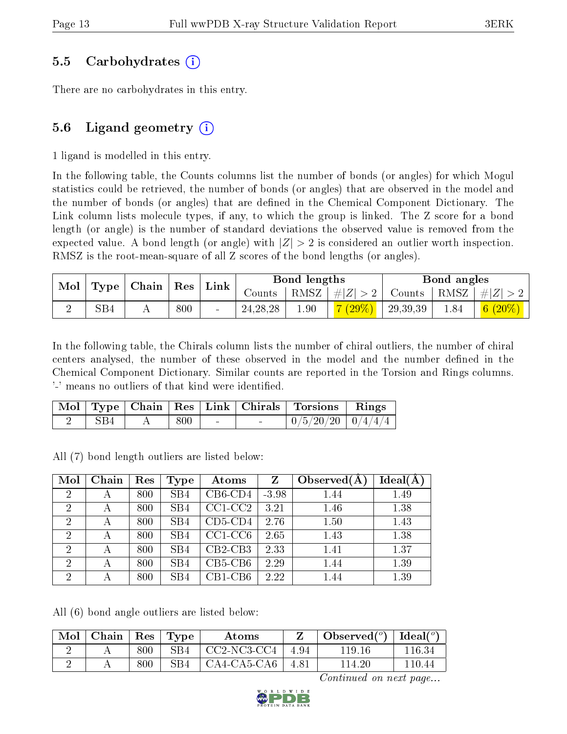## 5.5 Carbohydrates (i)

There are no carbohydrates in this entry.

## 5.6 Ligand geometry (i)

1 ligand is modelled in this entry.

In the following table, the Counts columns list the number of bonds (or angles) for which Mogul statistics could be retrieved, the number of bonds (or angles) that are observed in the model and the number of bonds (or angles) that are defined in the Chemical Component Dictionary. The Link column lists molecule types, if any, to which the group is linked. The Z score for a bond length (or angle) is the number of standard deviations the observed value is removed from the expected value. A bond length (or angle) with $|Z| > 2$ is considered an outlier worth inspection. RMSZ is the root-mean-square of all Z scores of the bond lengths (or angles).

| Mol | Type | Chain | Res | Link | Bond lengths | | | Bond angles | | |
|---|---|---|---|---|---|---|---|---|---|---|
| | | | | | Counts | RMSZ | $\#\|Z\| > 2$ | Counts | RMSZ | $\#\|Z\| > 2$ |
| 2 | SB4 | A | 800 | - | 24,28,28 | 1.90 | 7 (29%) | 29,39,39 | 1.84 | 6 (20%) |

In the following table, the Chirals column lists the number of chiral outliers, the number of chiral centers analysed, the number of these observed in the model and the number defined in the Chemical Component Dictionary. Similar counts are reported in the Torsion and Rings columns. '-' means no outliers of that kind were identified.

| Mol | Type | Chain | Res | Link | Chirals | Torsions | Rings |
|---|---|---|---|---|---|---|---|
| 2 | SB4 | A | 800 | - | - | 0/5/20/20 | 0/4/4/4 |

All (7) bond length outliers are listed below:

| Mol | Chain | Res | Type | Atoms | Z | Observed(Å) | Ideal(Å) |
|---|---|---|---|---|---|---|---|
| 2 | A | 800 | SB4 | CB6-CD4 | -3.98 | 1.44 | 1.49 |
| 2 | A | 800 | SB4 | CC1-CC2 | 3.21 | 1.46 | 1.38 |
| 2 | A | 800 | SB4 | CD5-CD4 | 2.76 | 1.50 | 1.43 |
| 2 | A | 800 | SB4 | CC1-CC6 | 2.65 | 1.43 | 1.38 |
| 2 | A | 800 | SB4 | CB2-CB3 | 2.33 | 1.41 | 1.37 |
| 2 | A | 800 | SB4 | CB5-CB6 | 2.29 | 1.44 | 1.39 |
| 2 | A | 800 | SB4 | CB1-CB6 | 2.22 | 1.44 | 1.39 |

All (6) bond angle outliers are listed below:

| Mol | Chain | Res | Type | Atoms | Z | Observed(°) | Ideal(°) |
|---|---|---|---|---|---|---|---|
| 2 | A | 800 | SB4 | CC2-NC3-CC4 | 4.94 | 119.16 | 116.34 |
| 2 | A | 800 | SB4 | CA4-CA5-CA6 | 4.81 | 114.20 | 110.44 |

*Continued on next page...*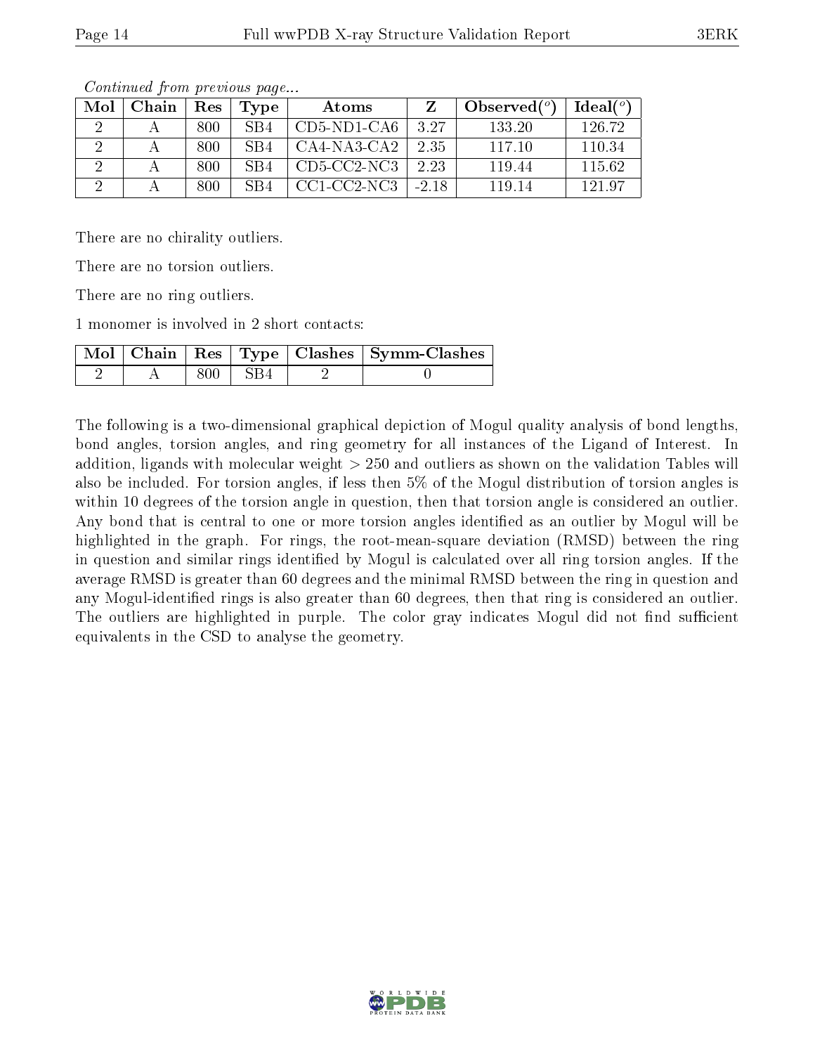*Continued from previous page...*

| Mol | Chain | Res | Type | Atoms | Z | Observed(°) | Ideal(°) |
|---|---|---|---|---|---|---|---|
| 2 | A | 800 | SB4 | CD5-ND1-CA6 | 3.27 | 133.20 | 126.72 |
| 2 | A | 800 | SB4 | CA4-NA3-CA2 | 2.35 | 117.10 | 110.34 |
| 2 | A | 800 | SB4 | CD5-CC2-NC3 | 2.23 | 119.44 | 115.62 |
| 2 | A | 800 | SB4 | CC1-CC2-NC3 | -2.18 | 119.14 | 121.97 |

There are no chirality outliers.

There are no torsion outliers.

There are no ring outliers.

1 monomer is involved in 2 short contacts:

| Mol | Chain | Res | Type | Clashes | Symm-Clashes |
|---|---|---|---|---|---|
| 2 | A | 800 | SB4 | 2 | 0 |

The following is a two-dimensional graphical depiction of Mogul quality analysis of bond lengths, bond angles, torsion angles, and ring geometry for all instances of the Ligand of Interest. In addition, ligands with molecular weight > 250 and outliers as shown on the validation Tables will also be included. For torsion angles, if less then 5% of the Mogul distribution of torsion angles is within 10 degrees of the torsion angle in question, then that torsion angle is considered an outlier. Any bond that is central to one or more torsion angles identified as an outlier by Mogul will be highlighted in the graph. For rings, the root-mean-square deviation (RMSD) between the ring in question and similar rings identified by Mogul is calculated over all ring torsion angles. If the average RMSD is greater than 60 degrees and the minimal RMSD between the ring in question and any Mogul-identified rings is also greater than 60 degrees, then that ring is considered an outlier. The outliers are highlighted in purple. The color gray indicates Mogul did not find sufficient equivalents in the CSD to analyse the geometry.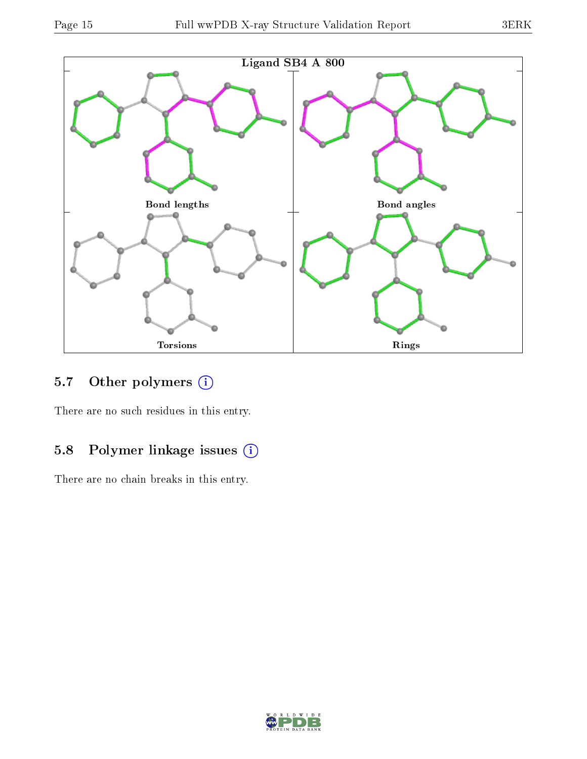Ligand SB4 A 800

Bond lengths

Bond angles

Torsions

Rings

## 5.7 Other polymers

There are no such residues in this entry.

## 5.8 Polymer linkage issues

There are no chain breaks in this entry.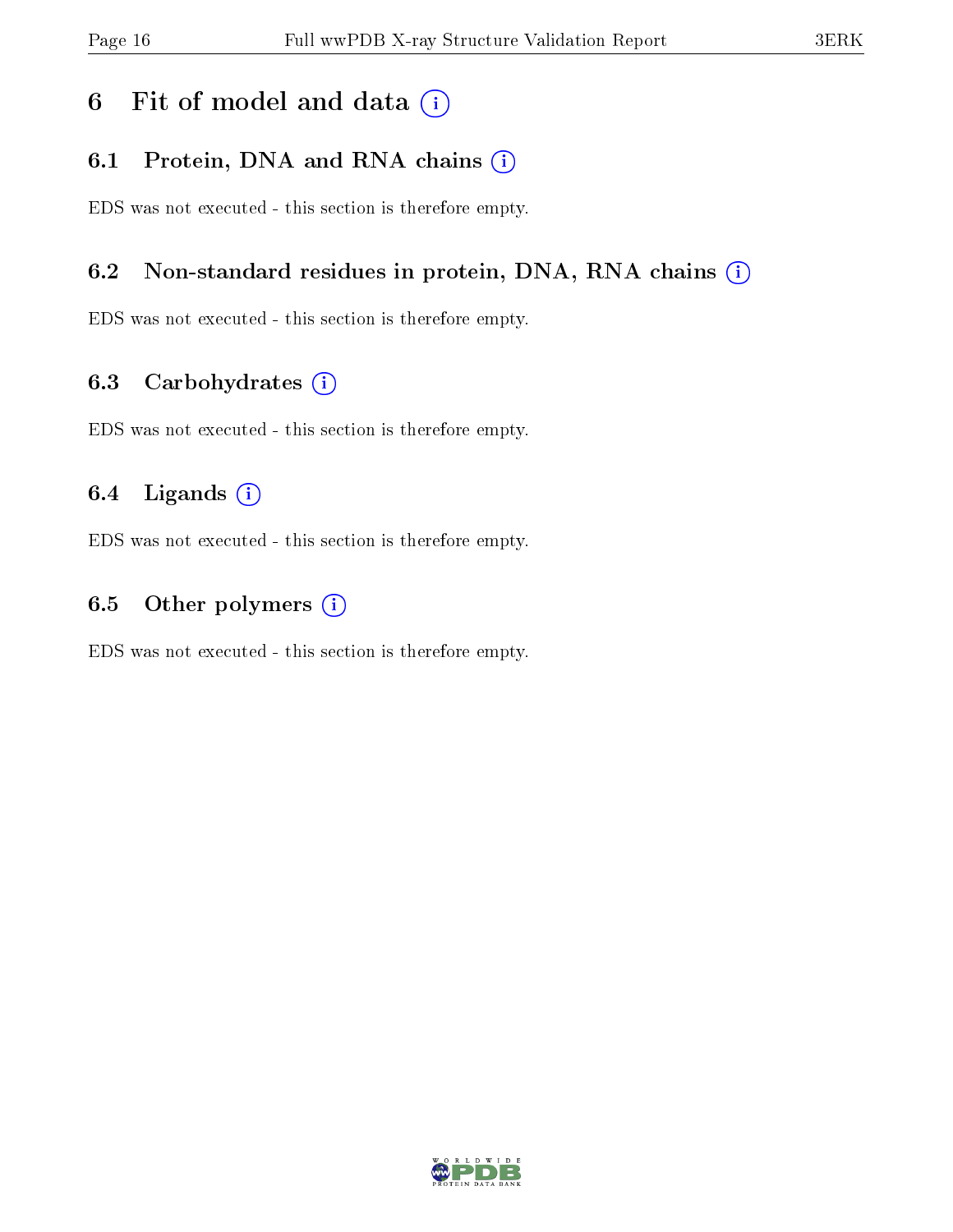# 6 Fit of model and data (i)

## 6.1 Protein, DNA and RNA chains (i)

EDS was not executed - this section is therefore empty.

## 6.2 Non-standard residues in protein, DNA, RNA chains (i)

EDS was not executed - this section is therefore empty.

## 6.3 Carbohydrates (i)

EDS was not executed - this section is therefore empty.

## 6.4 Ligands (i)

EDS was not executed - this section is therefore empty.

## 6.5 Other polymers (i)

EDS was not executed - this section is therefore empty.